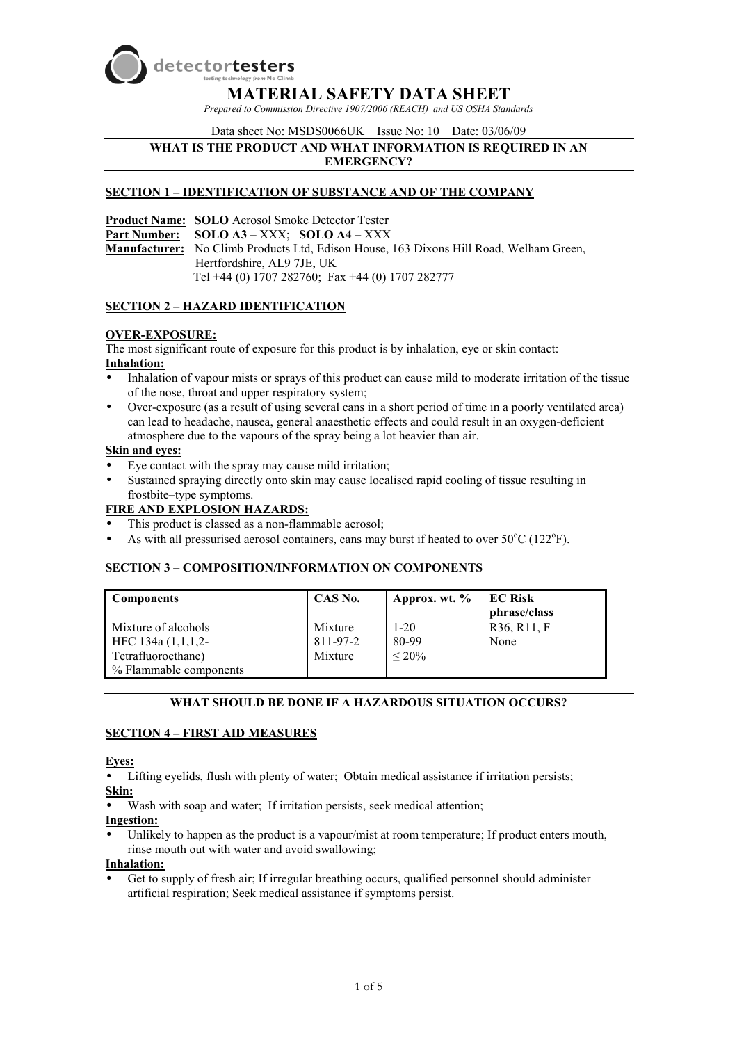detectortesters
testing technology from No Climb

# MATERIAL SAFETY DATA SHEET

*Prepared to Commission Directive 1907/2006 (REACH) and US OSHA Standards*

Data sheet No: MSDS0066UK Issue No: 10 Date: 03/06/09

**WHAT IS THE PRODUCT AND WHAT INFORMATION IS REQUIRED IN AN EMERGENCY?**

## SECTION 1 – IDENTIFICATION OF SUBSTANCE AND OF THE COMPANY

**Product Name:** **SOLO** Aerosol Smoke Detector Tester
**Part Number:** **SOLO A3** – XXX; **SOLO A4** – XXX
**Manufacturer:** No Climb Products Ltd, Edison House, 163 Dixons Hill Road, Welham Green, Hertfordshire, AL9 7JE, UK
Tel +44 (0) 1707 282760; Fax +44 (0) 1707 282777

## SECTION 2 – HAZARD IDENTIFICATION

### OVER-EXPOSURE:

The most significant route of exposure for this product is by inhalation, eye or skin contact:

**Inhalation:**

- Inhalation of vapour mists or sprays of this product can cause mild to moderate irritation of the tissue of the nose, throat and upper respiratory system;
- Over-exposure (as a result of using several cans in a short period of time in a poorly ventilated area) can lead to headache, nausea, general anaesthetic effects and could result in an oxygen-deficient atmosphere due to the vapours of the spray being a lot heavier than air.

**Skin and eyes:**

- Eye contact with the spray may cause mild irritation;
- Sustained spraying directly onto skin may cause localised rapid cooling of tissue resulting in frostbite–type symptoms.

### FIRE AND EXPLOSION HAZARDS:

- This product is classed as a non-flammable aerosol;
- As with all pressurised aerosol containers, cans may burst if heated to over 50°C (122°F).

## SECTION 3 – COMPOSITION/INFORMATION ON COMPONENTS

| Components | CAS No. | Approx. wt. % | EC Risk phrase/class |
|---|---|---|---|
| Mixture of alcohols | Mixture | 1-20 | R36, R11, F |
| HFC 134a (1,1,1,2-Tetrafluoroethane) | 811-97-2 | 80-99 | None |
| % Flammable components | Mixture | ≤ 20% | |

**WHAT SHOULD BE DONE IF A HAZARDOUS SITUATION OCCURS?**

## SECTION 4 – FIRST AID MEASURES

**Eyes:**

- Lifting eyelids, flush with plenty of water; Obtain medical assistance if irritation persists;

**Skin:**

- Wash with soap and water; If irritation persists, seek medical attention;

**Ingestion:**

- Unlikely to happen as the product is a vapour/mist at room temperature; If product enters mouth, rinse mouth out with water and avoid swallowing;

**Inhalation:**

- Get to supply of fresh air; If irregular breathing occurs, qualified personnel should administer artificial respiration; Seek medical assistance if symptoms persist.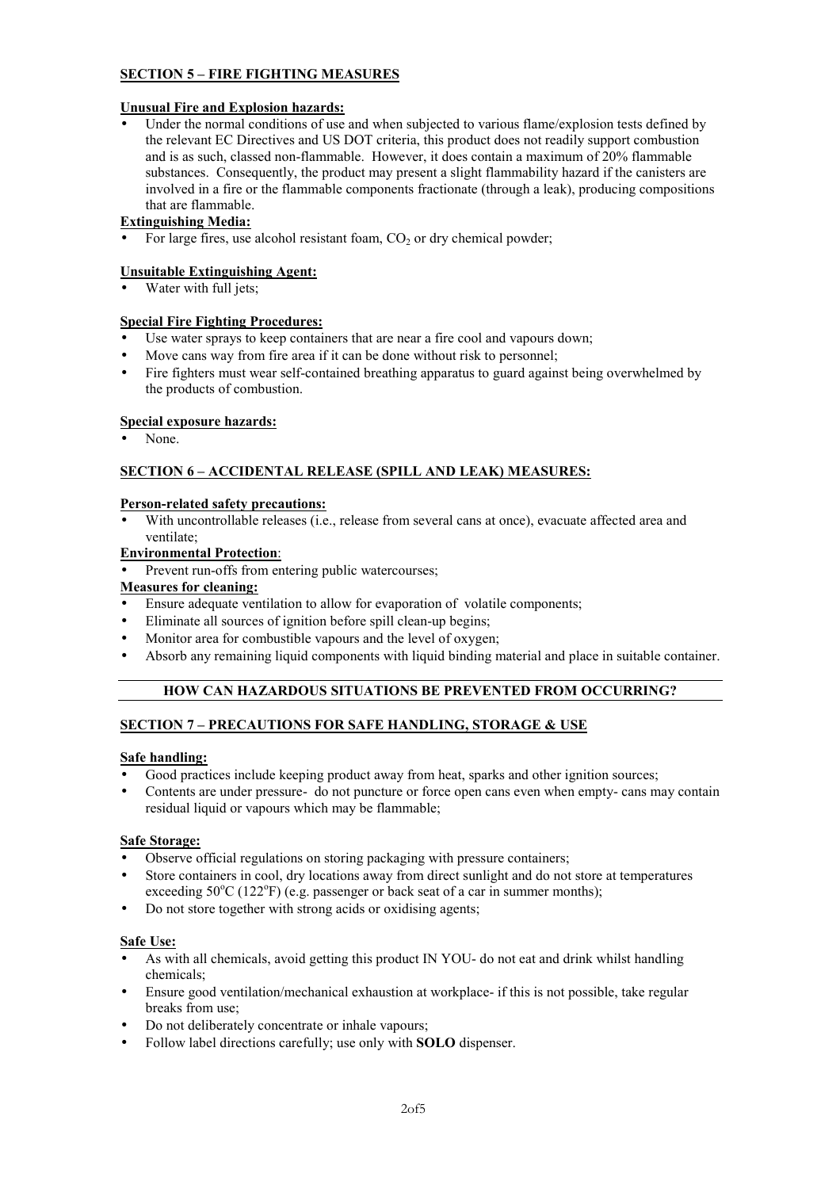## SECTION 5 – FIRE FIGHTING MEASURES

**Unusual Fire and Explosion hazards:**

- Under the normal conditions of use and when subjected to various flame/explosion tests defined by the relevant EC Directives and US DOT criteria, this product does not readily support combustion and is as such, classed non-flammable. However, it does contain a maximum of 20% flammable substances. Consequently, the product may present a slight flammability hazard if the canisters are involved in a fire or the flammable components fractionate (through a leak), producing compositions that are flammable.

**Extinguishing Media:**

- For large fires, use alcohol resistant foam, $CO_2$ or dry chemical powder;

**Unsuitable Extinguishing Agent:**

- Water with full jets;

**Special Fire Fighting Procedures:**

- Use water sprays to keep containers that are near a fire cool and vapours down;
- Move cans way from fire area if it can be done without risk to personnel;
- Fire fighters must wear self-contained breathing apparatus to guard against being overwhelmed by the products of combustion.

**Special exposure hazards:**

- None.

## SECTION 6 – ACCIDENTAL RELEASE (SPILL AND LEAK) MEASURES:

**Person-related safety precautions:**

- With uncontrollable releases (i.e., release from several cans at once), evacuate affected area and ventilate;

**Environmental Protection**:

- Prevent run-offs from entering public watercourses;

**Measures for cleaning:**

- Ensure adequate ventilation to allow for evaporation of volatile components;
- Eliminate all sources of ignition before spill clean-up begins;
- Monitor area for combustible vapours and the level of oxygen;
- Absorb any remaining liquid components with liquid binding material and place in suitable container.

---

**HOW CAN HAZARDOUS SITUATIONS BE PREVENTED FROM OCCURRING?**

---

## SECTION 7 – PRECAUTIONS FOR SAFE HANDLING, STORAGE & USE

**Safe handling:**

- Good practices include keeping product away from heat, sparks and other ignition sources;
- Contents are under pressure- do not puncture or force open cans even when empty- cans may contain residual liquid or vapours which may be flammable;

**Safe Storage:**

- Observe official regulations on storing packaging with pressure containers;
- Store containers in cool, dry locations away from direct sunlight and do not store at temperatures exceeding 50°C (122°F) (e.g. passenger or back seat of a car in summer months);
- Do not store together with strong acids or oxidising agents;

**Safe Use:**

- As with all chemicals, avoid getting this product IN YOU- do not eat and drink whilst handling chemicals;
- Ensure good ventilation/mechanical exhaustion at workplace- if this is not possible, take regular breaks from use;
- Do not deliberately concentrate or inhale vapours;
- Follow label directions carefully; use only with **SOLO** dispenser.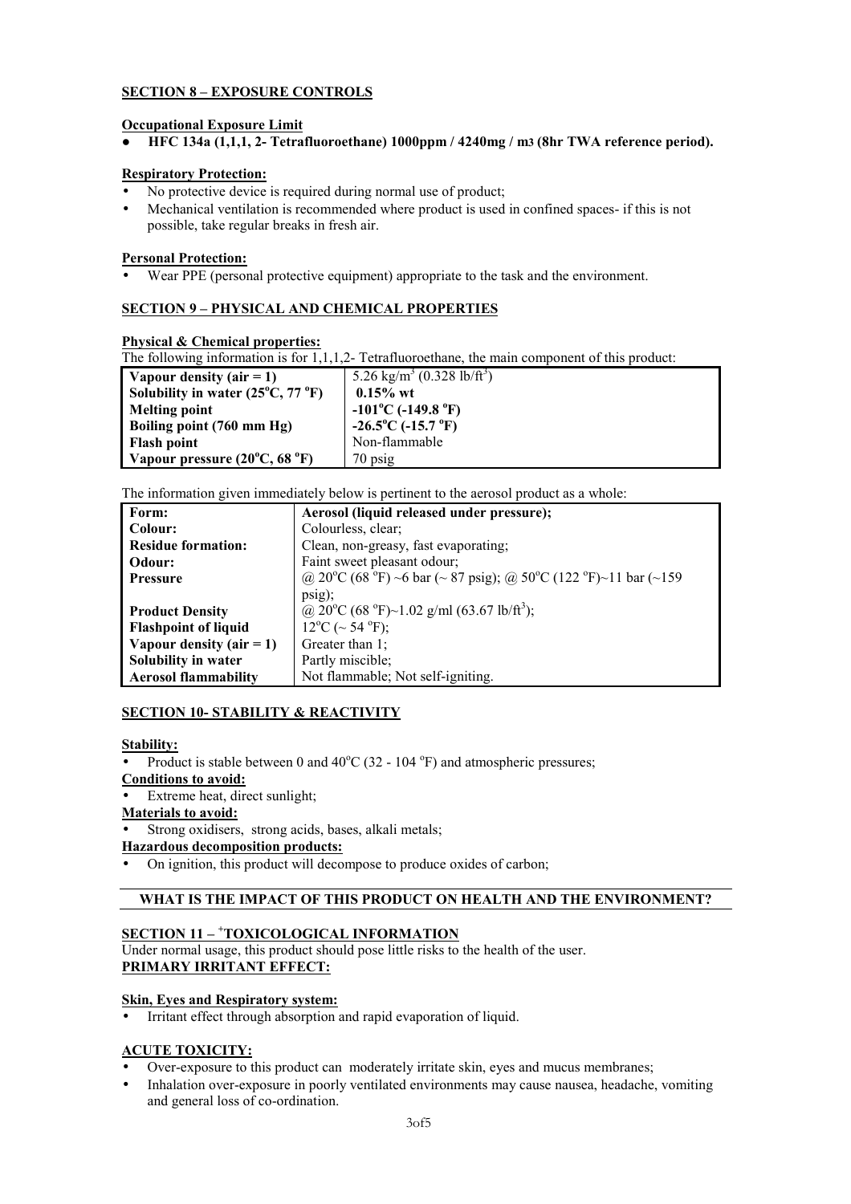## SECTION 8 – EXPOSURE CONTROLS

**Occupational Exposure Limit**

- **HFC 134a (1,1,1, 2- Tetrafluoroethane) 1000ppm / 4240mg / m3 (8hr TWA reference period).**

**Respiratory Protection:**

- No protective device is required during normal use of product;
- Mechanical ventilation is recommended where product is used in confined spaces- if this is not possible, take regular breaks in fresh air.

**Personal Protection:**

- Wear PPE (personal protective equipment) appropriate to the task and the environment.

## SECTION 9 – PHYSICAL AND CHEMICAL PROPERTIES

**Physical & Chemical properties:**

The following information is for 1,1,1,2- Tetrafluoroethane, the main component of this product:

| | |
|---|---|
| **Vapour density (air = 1)** | 5.26 kg/m$^3$ (0.328 lb/ft$^3$) |
| **Solubility in water (25°C, 77 °F)** | **0.15% wt** |
| **Melting point** | **-101°C (-149.8 °F)** |
| **Boiling point (760 mm Hg)** | **-26.5°C (-15.7 °F)** |
| **Flash point** | Non-flammable |
| **Vapour pressure (20°C, 68 °F)** | 70 psig |

The information given immediately below is pertinent to the aerosol product as a whole:

| | |
|---|---|
| **Form:** | **Aerosol (liquid released under pressure);** |
| **Colour:** | Colourless, clear; |
| **Residue formation:** | Clean, non-greasy, fast evaporating; |
| **Odour:** | Faint sweet pleasant odour; |
| **Pressure** | @ 20°C (68 °F) ~6 bar (~ 87 psig); @ 50°C (122 °F)~11 bar (~159 psig); |
| **Product Density** | @ 20°C (68 °F)~1.02 g/ml (63.67 lb/ft$^3$); |
| **Flashpoint of liquid** | 12°C (~ 54 °F); |
| **Vapour density (air = 1)** | Greater than 1; |
| **Solubility in water** | Partly miscible; |
| **Aerosol flammability** | Not flammable; Not self-igniting. |

## SECTION 10- STABILITY & REACTIVITY

**Stability:**

- Product is stable between 0 and 40°C (32 - 104 °F) and atmospheric pressures;

**Conditions to avoid:**

- Extreme heat, direct sunlight;

**Materials to avoid:**

- Strong oxidisers, strong acids, bases, alkali metals;

**Hazardous decomposition products:**

- On ignition, this product will decompose to produce oxides of carbon;

## WHAT IS THE IMPACT OF THIS PRODUCT ON HEALTH AND THE ENVIRONMENT?

## SECTION 11 – [+]TOXICOLOGICAL INFORMATION

Under normal usage, this product should pose little risks to the health of the user.

**PRIMARY IRRITANT EFFECT:**

**Skin, Eyes and Respiratory system:**

- Irritant effect through absorption and rapid evaporation of liquid.

**ACUTE TOXICITY:**

- Over-exposure to this product can moderately irritate skin, eyes and mucus membranes;
- Inhalation over-exposure in poorly ventilated environments may cause nausea, headache, vomiting and general loss of co-ordination.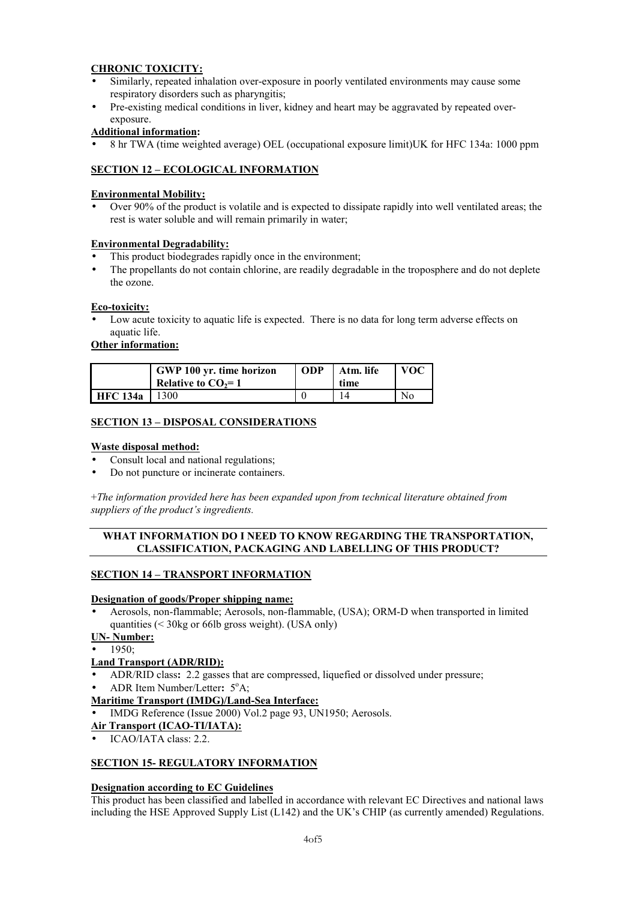**CHRONIC TOXICITY:**

- Similarly, repeated inhalation over-exposure in poorly ventilated environments may cause some respiratory disorders such as pharyngitis;
- Pre-existing medical conditions in liver, kidney and heart may be aggravated by repeated over-exposure.

**Additional information:**

- 8 hr TWA (time weighted average) OEL (occupational exposure limit)UK for HFC 134a: 1000 ppm

## SECTION 12 – ECOLOGICAL INFORMATION

**Environmental Mobility:**

- Over 90% of the product is volatile and is expected to dissipate rapidly into well ventilated areas; the rest is water soluble and will remain primarily in water;

**Environmental Degradability:**

- This product biodegrades rapidly once in the environment;
- The propellants do not contain chlorine, are readily degradable in the troposphere and do not deplete the ozone.

**Eco-toxicity:**

- Low acute toxicity to aquatic life is expected. There is no data for long term adverse effects on aquatic life.

**Other information:**

| | GWP 100 yr. time horizon Relative to $CO_2$= 1 | ODP | Atm. life time | VOC |
|---|---|---|---|---|
| **HFC 134a** | 1300 | 0 | 14 | No |

## SECTION 13 – DISPOSAL CONSIDERATIONS

**Waste disposal method:**

- Consult local and national regulations;
- Do not puncture or incinerate containers.

*+The information provided here has been expanded upon from technical literature obtained from suppliers of the product's ingredients.*

---

**WHAT INFORMATION DO I NEED TO KNOW REGARDING THE TRANSPORTATION, CLASSIFICATION, PACKAGING AND LABELLING OF THIS PRODUCT?**

---

## SECTION 14 – TRANSPORT INFORMATION

**Designation of goods/Proper shipping name:**

- Aerosols, non-flammable; Aerosols, non-flammable, (USA); ORM-D when transported in limited quantities (< 30kg or 66lb gross weight). (USA only)

**UN- Number:**

- 1950;

**Land Transport (ADR/RID):**

- ADR/RID class**:** 2.2 gasses that are compressed, liquefied or dissolved under pressure;
- ADR Item Number/Letter**:** 5°A;

**Maritime Transport (IMDG)/Land-Sea Interface:**

- IMDG Reference (Issue 2000) Vol.2 page 93, UN1950; Aerosols.

**Air Transport (ICAO-TI/IATA):**

- ICAO/IATA class: 2.2.

## SECTION 15- REGULATORY INFORMATION

**Designation according to EC Guidelines**

This product has been classified and labelled in accordance with relevant EC Directives and national laws including the HSE Approved Supply List (L142) and the UK's CHIP (as currently amended) Regulations.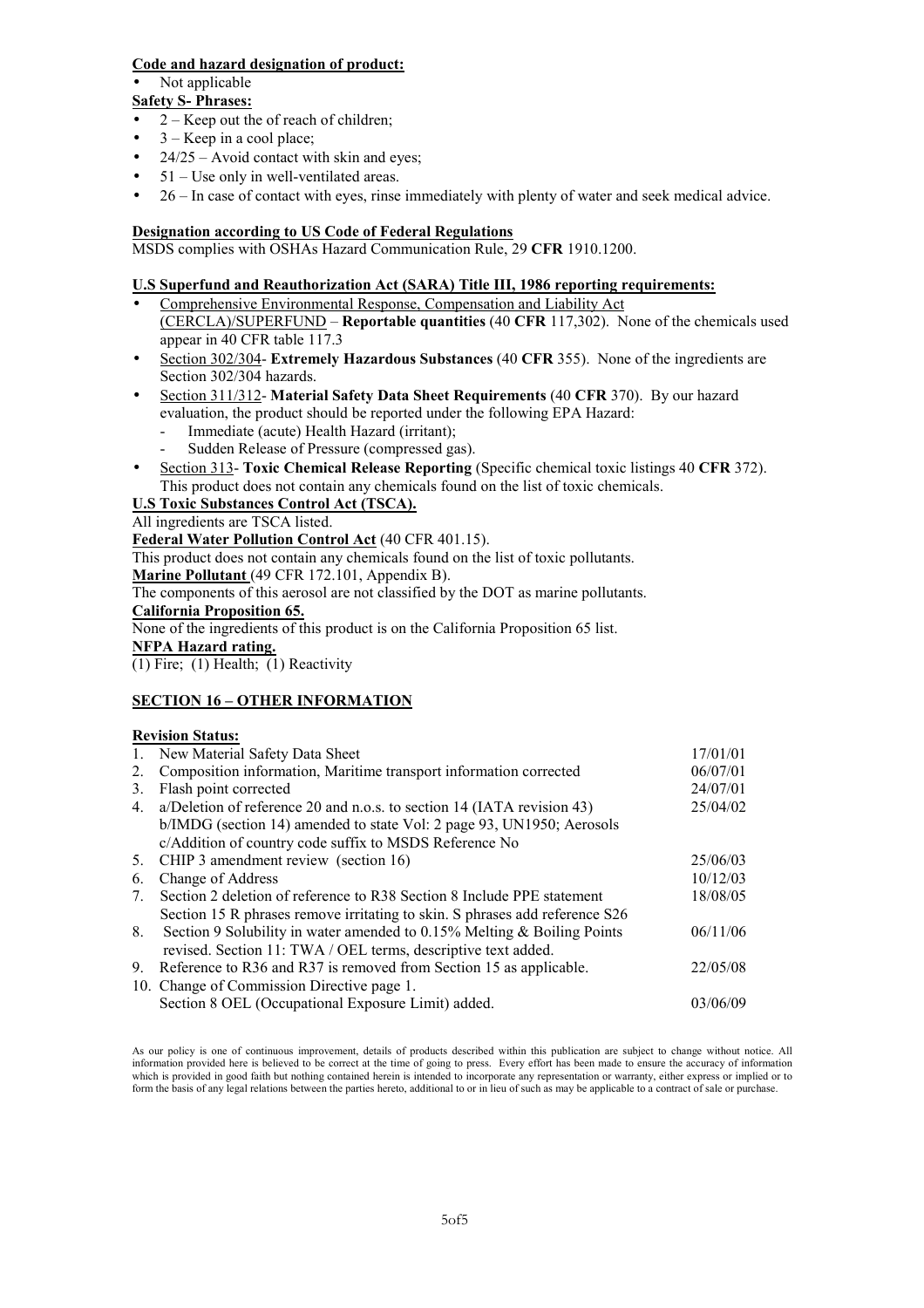**Code and hazard designation of product:**

- Not applicable

**Safety S- Phrases:**

- 2 – Keep out the of reach of children;
- 3 – Keep in a cool place;
- 24/25 – Avoid contact with skin and eyes;
- 51 – Use only in well-ventilated areas.
- 26 – In case of contact with eyes, rinse immediately with plenty of water and seek medical advice.

**Designation according to US Code of Federal Regulations**

MSDS complies with OSHAs Hazard Communication Rule, 29 **CFR** 1910.1200.

**U.S Superfund and Reauthorization Act (SARA) Title III, 1986 reporting requirements:**

- Comprehensive Environmental Response, Compensation and Liability Act (CERCLA)/SUPERFUND – **Reportable quantities** (40 **CFR** 117,302). None of the chemicals used appear in 40 CFR table 117.3
- Section 302/304- **Extremely Hazardous Substances** (40 **CFR** 355). None of the ingredients are Section 302/304 hazards.
- Section 311/312- **Material Safety Data Sheet Requirements** (40 **CFR** 370). By our hazard evaluation, the product should be reported under the following EPA Hazard:
  - Immediate (acute) Health Hazard (irritant);
  - Sudden Release of Pressure (compressed gas).
- Section 313- **Toxic Chemical Release Reporting** (Specific chemical toxic listings 40 **CFR** 372). This product does not contain any chemicals found on the list of toxic chemicals.

**U.S Toxic Substances Control Act (TSCA).**

All ingredients are TSCA listed.

**Federal Water Pollution Control Act** (40 CFR 401.15).

This product does not contain any chemicals found on the list of toxic pollutants.

**Marine Pollutant** (49 CFR 172.101, Appendix B).

The components of this aerosol are not classified by the DOT as marine pollutants.

**California Proposition 65.**

None of the ingredients of this product is on the California Proposition 65 list.

**NFPA Hazard rating.**

(1) Fire; (1) Health; (1) Reactivity

## SECTION 16 – OTHER INFORMATION

**Revision Status:**

| | | |
|---|---|---|
| 1. | New Material Safety Data Sheet | 17/01/01 |
| 2. | Composition information, Maritime transport information corrected | 06/07/01 |
| 3. | Flash point corrected | 24/07/01 |
| 4. | a/Deletion of reference 20 and n.o.s. to section 14 (IATA revision 43) b/IMDG (section 14) amended to state Vol: 2 page 93, UN1950; Aerosols c/Addition of country code suffix to MSDS Reference No | 25/04/02 |
| 5. | CHIP 3 amendment review (section 16) | 25/06/03 |
| 6. | Change of Address | 10/12/03 |
| 7. | Section 2 deletion of reference to R38 Section 8 Include PPE statement Section 15 R phrases remove irritating to skin. S phrases add reference S26 | 18/08/05 |
| 8. | Section 9 Solubility in water amended to 0.15% Melting & Boiling Points revised. Section 11: TWA / OEL terms, descriptive text added. | 06/11/06 |
| 9. | Reference to R36 and R37 is removed from Section 15 as applicable. | 22/05/08 |
| 10. | Change of Commission Directive page 1. Section 8 OEL (Occupational Exposure Limit) added. | 03/06/09 |

As our policy is one of continuous improvement, details of products described within this publication are subject to change without notice. All information provided here is believed to be correct at the time of going to press. Every effort has been made to ensure the accuracy of information which is provided in good faith but nothing contained herein is intended to incorporate any representation or warranty, either express or implied or to form the basis of any legal relations between the parties hereto, additional to or in lieu of such as may be applicable to a contract of sale or purchase.